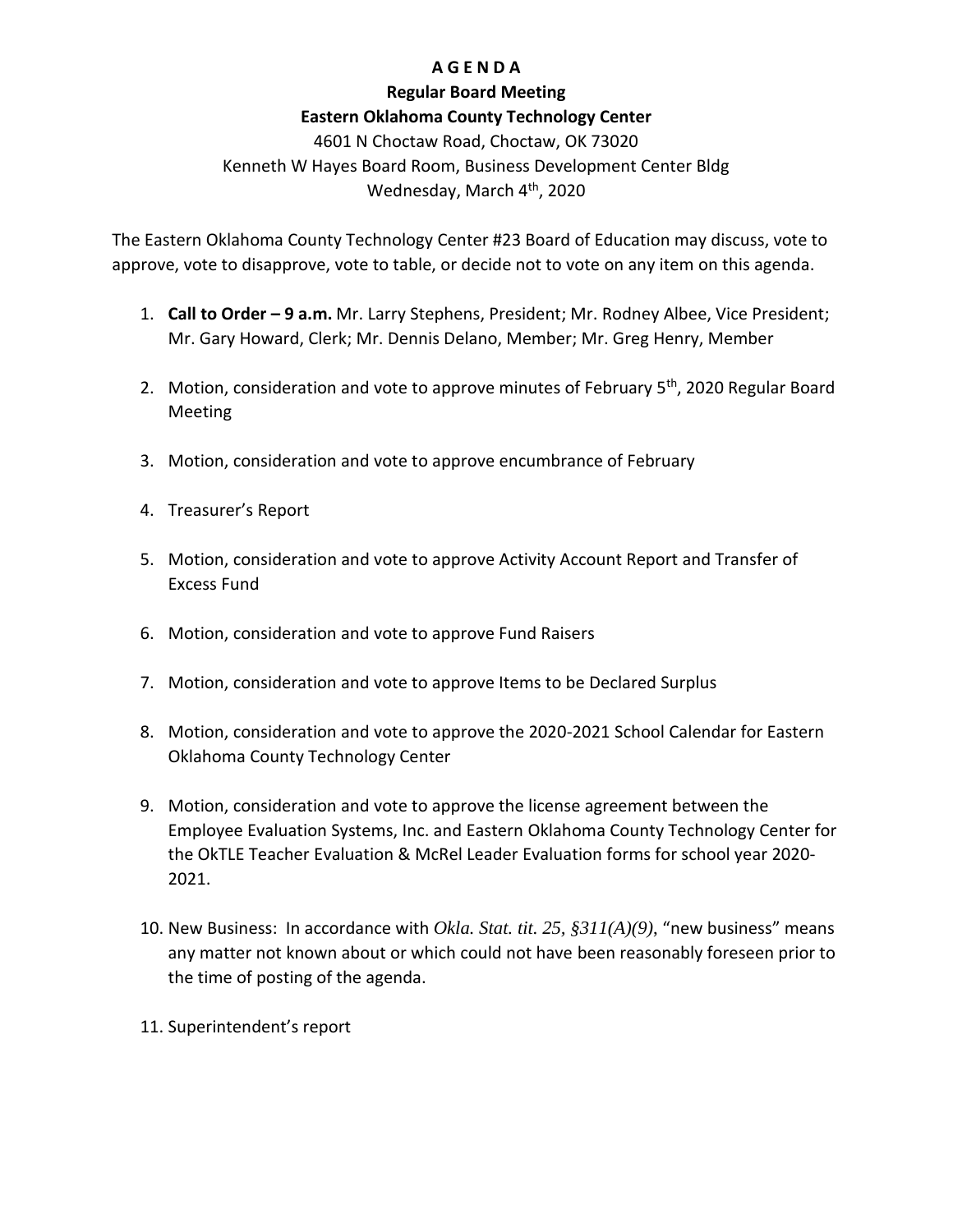# A G E N D A

## Regular Board Meeting

## Eastern Oklahoma County Technology Center

4601 N Choctaw Road, Choctaw, OK 73020

Kenneth W Hayes Board Room, Business Development Center Bldg

Wednesday, March 4th, 2020

The Eastern Oklahoma County Technology Center #23 Board of Education may discuss, vote to approve, vote to disapprove, vote to table, or decide not to vote on any item on this agenda.

1. **Call to Order – 9 a.m.** Mr. Larry Stephens, President; Mr. Rodney Albee, Vice President; Mr. Gary Howard, Clerk; Mr. Dennis Delano, Member; Mr. Greg Henry, Member

2. Motion, consideration and vote to approve minutes of February 5th, 2020 Regular Board Meeting

3. Motion, consideration and vote to approve encumbrance of February

4. Treasurer's Report

5. Motion, consideration and vote to approve Activity Account Report and Transfer of Excess Fund

6. Motion, consideration and vote to approve Fund Raisers

7. Motion, consideration and vote to approve Items to be Declared Surplus

8. Motion, consideration and vote to approve the 2020-2021 School Calendar for Eastern Oklahoma County Technology Center

9. Motion, consideration and vote to approve the license agreement between the Employee Evaluation Systems, Inc. and Eastern Oklahoma County Technology Center for the OkTLE Teacher Evaluation & McRel Leader Evaluation forms for school year 2020-2021.

10. New Business: In accordance with *Okla. Stat. tit. 25, §311(A)(9)*, "new business" means any matter not known about or which could not have been reasonably foreseen prior to the time of posting of the agenda.

11. Superintendent's report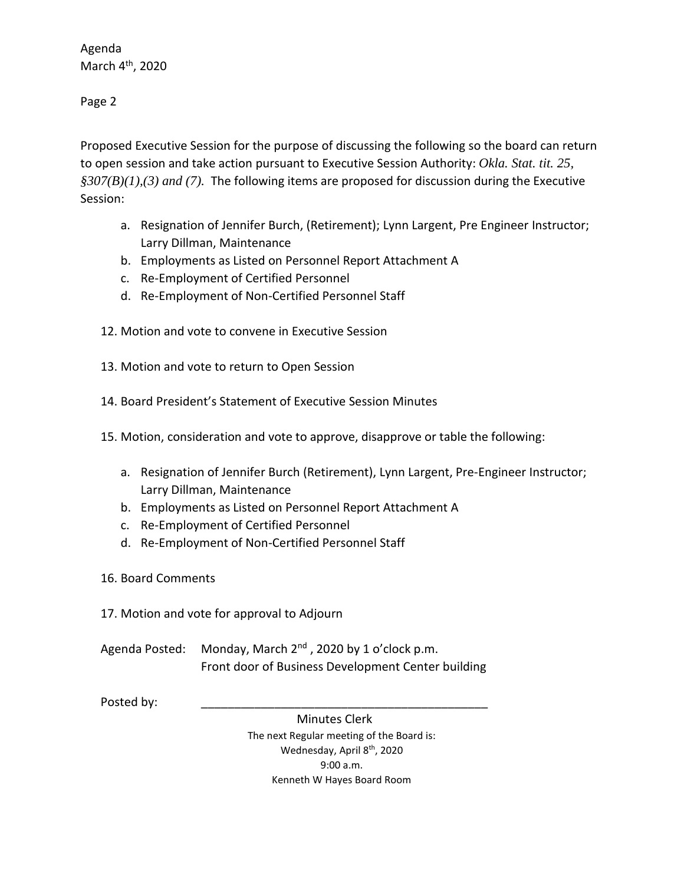Proposed Executive Session for the purpose of discussing the following so the board can return to open session and take action pursuant to Executive Session Authority: *Okla. Stat. tit. 25, §307(B)(1),(3) and (7).* The following items are proposed for discussion during the Executive Session:

a. Resignation of Jennifer Burch, (Retirement); Lynn Largent, Pre Engineer Instructor; Larry Dillman, Maintenance
b. Employments as Listed on Personnel Report Attachment A
c. Re-Employment of Certified Personnel
d. Re-Employment of Non-Certified Personnel Staff

12. Motion and vote to convene in Executive Session

13. Motion and vote to return to Open Session

14. Board President's Statement of Executive Session Minutes

15. Motion, consideration and vote to approve, disapprove or table the following:

    a. Resignation of Jennifer Burch (Retirement), Lynn Largent, Pre-Engineer Instructor; Larry Dillman, Maintenance
    b. Employments as Listed on Personnel Report Attachment A
    c. Re-Employment of Certified Personnel
    d. Re-Employment of Non-Certified Personnel Staff

16. Board Comments

17. Motion and vote for approval to Adjourn

Agenda Posted: Monday, March 2nd, 2020 by 1 o'clock p.m.
Front door of Business Development Center building

Posted by: ____________________________________________

Minutes Clerk

The next Regular meeting of the Board is:
Wednesday, April 8th, 2020
9:00 a.m.
Kenneth W Hayes Board Room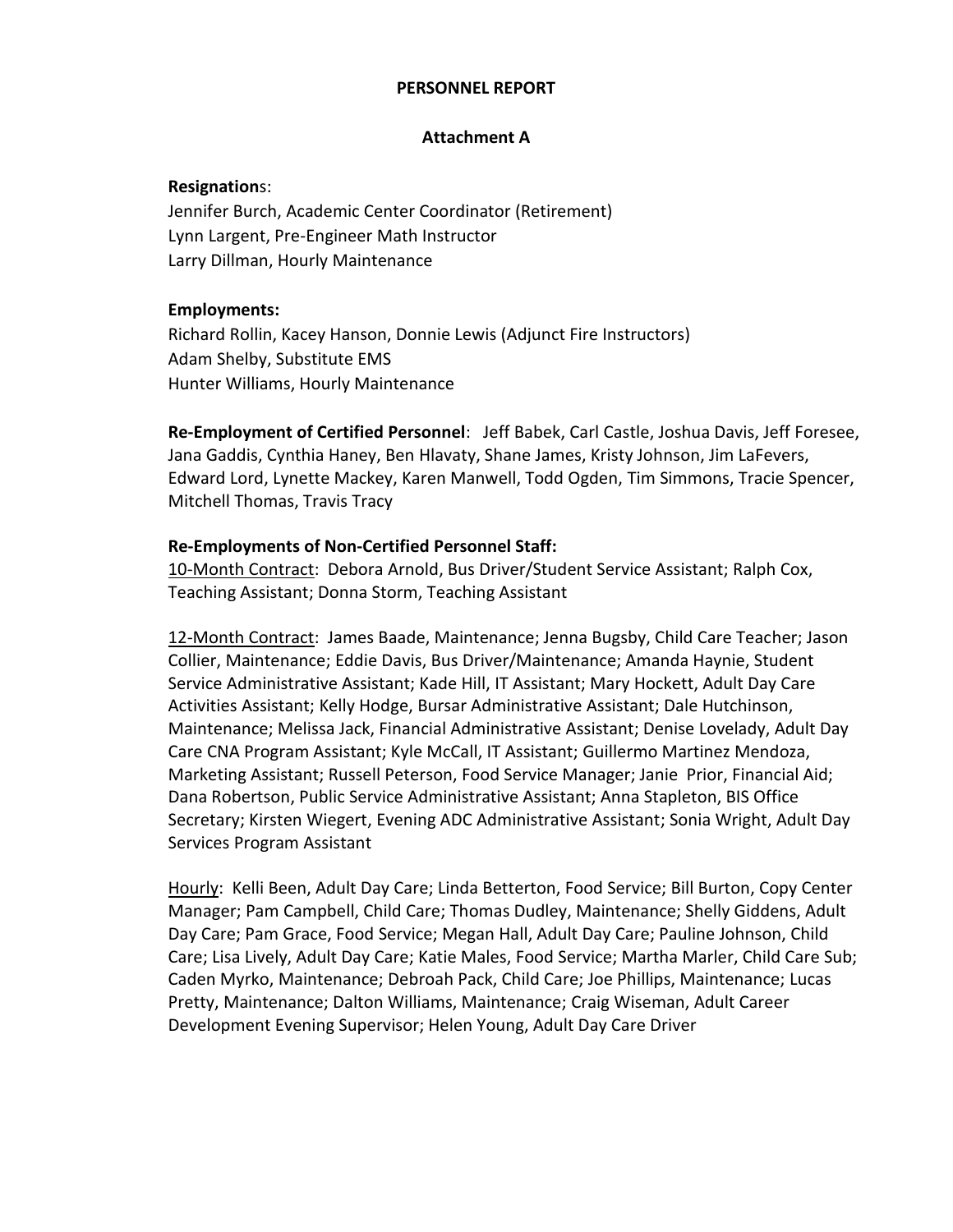# PERSONNEL REPORT

## Attachment A

**Resignation**s:
Jennifer Burch, Academic Center Coordinator (Retirement)
Lynn Largent, Pre-Engineer Math Instructor
Larry Dillman, Hourly Maintenance

**Employments:**
Richard Rollin, Kacey Hanson, Donnie Lewis (Adjunct Fire Instructors)
Adam Shelby, Substitute EMS
Hunter Williams, Hourly Maintenance

**Re-Employment of Certified Personnel**: Jeff Babek, Carl Castle, Joshua Davis, Jeff Foresee, Jana Gaddis, Cynthia Haney, Ben Hlavaty, Shane James, Kristy Johnson, Jim LaFevers, Edward Lord, Lynette Mackey, Karen Manwell, Todd Ogden, Tim Simmons, Tracie Spencer, Mitchell Thomas, Travis Tracy

**Re-Employments of Non-Certified Personnel Staff:**
<u>10-Month Contract</u>: Debora Arnold, Bus Driver/Student Service Assistant; Ralph Cox, Teaching Assistant; Donna Storm, Teaching Assistant

<u>12-Month Contract</u>: James Baade, Maintenance; Jenna Bugsby, Child Care Teacher; Jason Collier, Maintenance; Eddie Davis, Bus Driver/Maintenance; Amanda Haynie, Student Service Administrative Assistant; Kade Hill, IT Assistant; Mary Hockett, Adult Day Care Activities Assistant; Kelly Hodge, Bursar Administrative Assistant; Dale Hutchinson, Maintenance; Melissa Jack, Financial Administrative Assistant; Denise Lovelady, Adult Day Care CNA Program Assistant; Kyle McCall, IT Assistant; Guillermo Martinez Mendoza, Marketing Assistant; Russell Peterson, Food Service Manager; Janie Prior, Financial Aid; Dana Robertson, Public Service Administrative Assistant; Anna Stapleton, BIS Office Secretary; Kirsten Wiegert, Evening ADC Administrative Assistant; Sonia Wright, Adult Day Services Program Assistant

<u>Hourly</u>: Kelli Been, Adult Day Care; Linda Betterton, Food Service; Bill Burton, Copy Center Manager; Pam Campbell, Child Care; Thomas Dudley, Maintenance; Shelly Giddens, Adult Day Care; Pam Grace, Food Service; Megan Hall, Adult Day Care; Pauline Johnson, Child Care; Lisa Lively, Adult Day Care; Katie Males, Food Service; Martha Marler, Child Care Sub; Caden Myrko, Maintenance; Debroah Pack, Child Care; Joe Phillips, Maintenance; Lucas Pretty, Maintenance; Dalton Williams, Maintenance; Craig Wiseman, Adult Career Development Evening Supervisor; Helen Young, Adult Day Care Driver